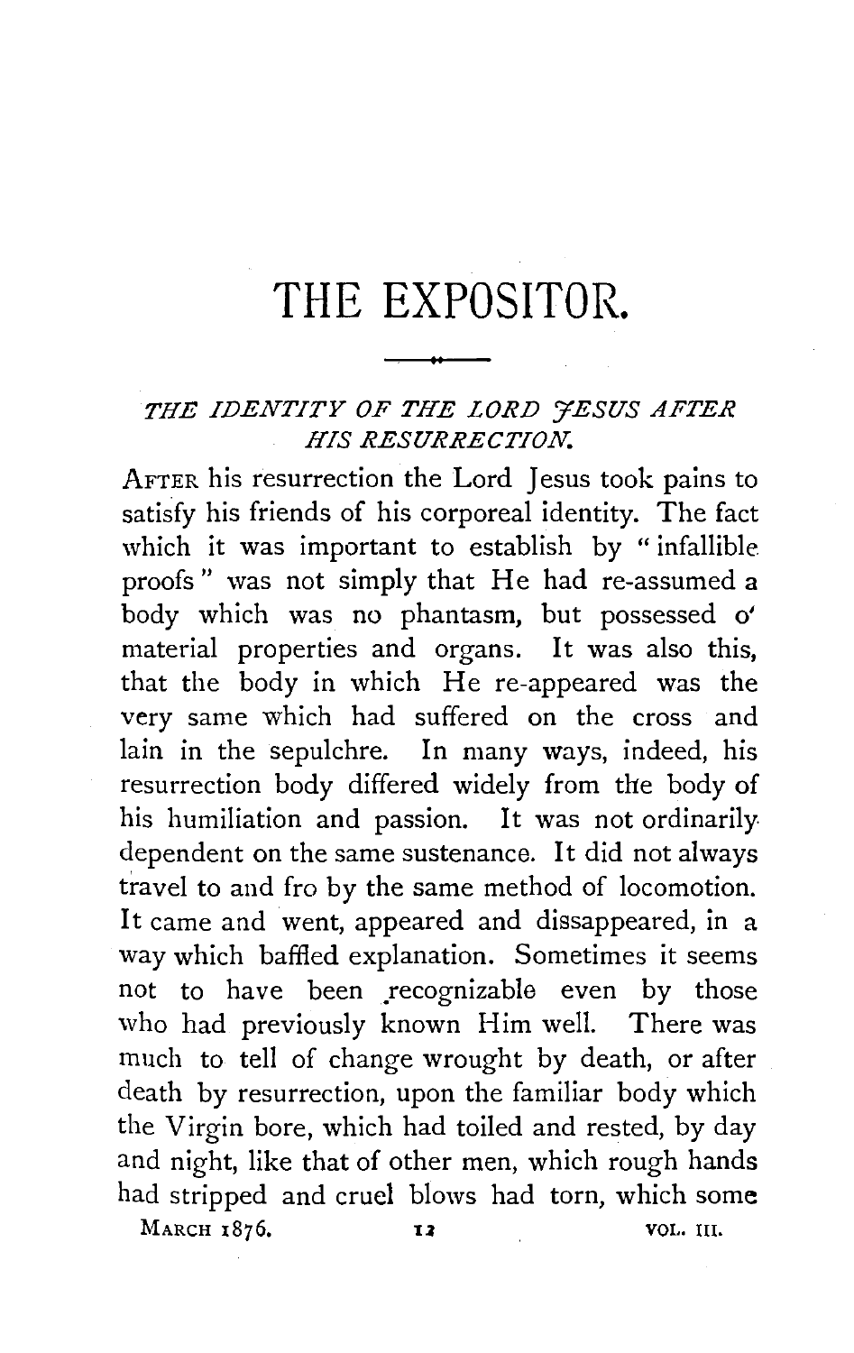# THE EXPOSITOR.

## *THE IDENTITY OF THE LORD JESUS AFTER HIS RESURRECTION.*

AFTER his resurrection the Lord Jesus took pains to satisfy his friends of his corporeal identity. The fact which it was important to establish by "infallible proofs" was not simply that He had re-assumed a body which was no phantasm, but possessed o' material properties and organs. It was also this, that the body in which He re-appeared was the very same which had suffered on the cross and lain in the sepulchre. In many ways, indeed, his resurrection body differed widely from the body of his humiliation and passion. It was not ordinarily dependent on the same sustenance. It did not always travel to and fro by the same method of locomotion. It came and went, appeared and dissappeared, in a way which baffled explanation. Sometimes it seems not to have been recognizable even by those who had previously known Him well. There was much to tell of change wrought by death, or after death by resurrection, upon the familiar body which the Virgin bore, which had toiled and rested, by day and night, like that of other men, which rough hands had stripped and cruel blows had torn, which some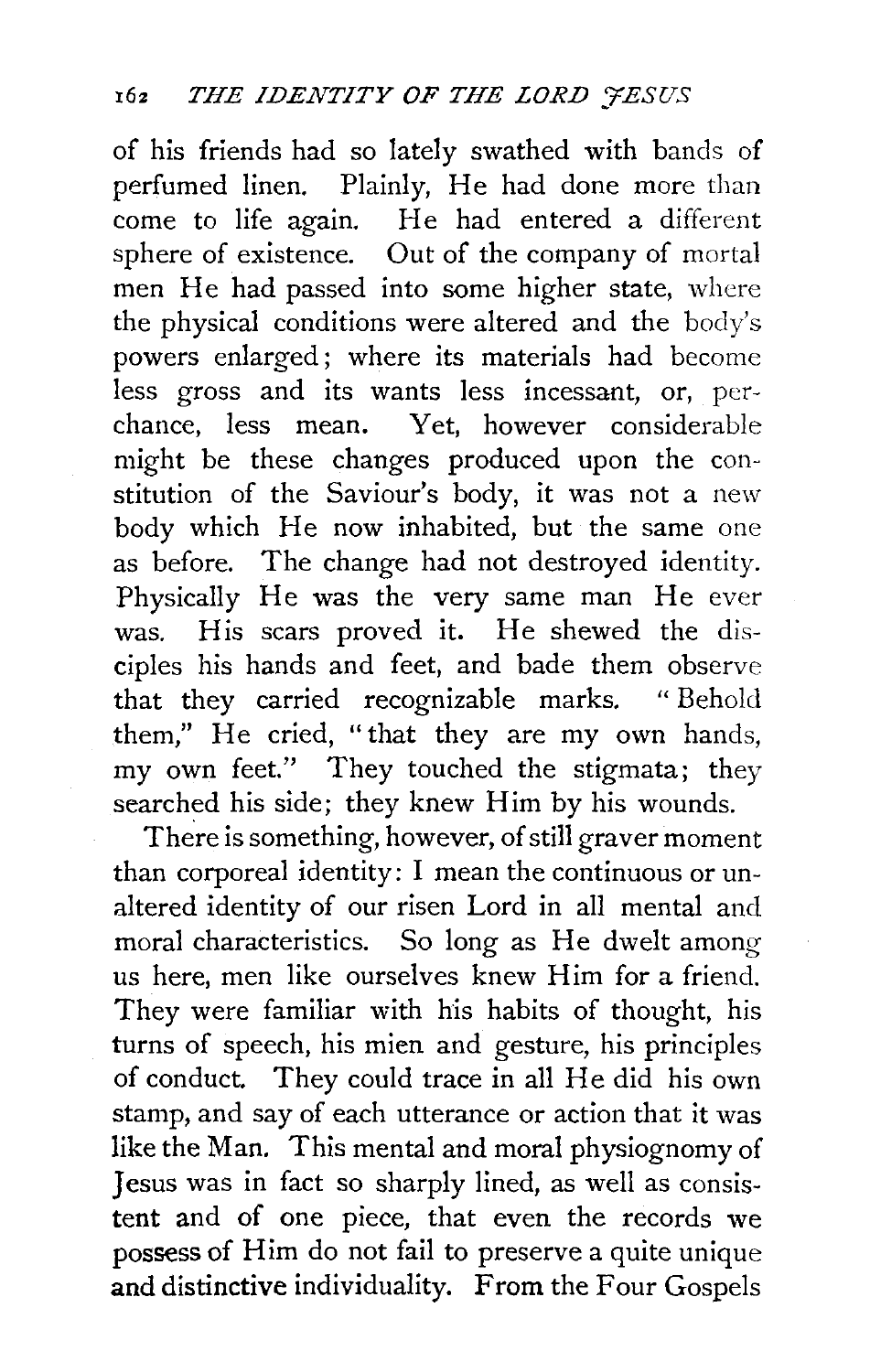of his friends had so lately swathed with bands of perfumed linen. Plainly, He had done more than come to life again. He had entered a different sphere of existence. Out of the company of mortal men He had passed into some higher state, where the physical conditions were altered and the body's powers enlarged; where its materials had become less gross and its wants less incessant, or, perchance, less mean. Yet, however considerable might be these changes produced upon the constitution of the Saviour's body, it was not a new body which He now inhabited, but the same one as before. The change had not destroyed identity. Physically He was the very same man He ever was. His scars proved it. He shewed the disciples his hands and feet, and bade them observe that they carried recognizable marks. "Behold them," He cried, "that they are my own hands, my own feet." They touched the stigmata; they searched his side; they knew Him by his wounds.

There is something, however, of still graver moment than corporeal identity: I mean the continuous or unaltered identity of our risen Lord in all mental and moral characteristics. So long as He dwelt among us here, men like ourselves knew Him for a friend. They were familiar with his habits of thought, his turns of speech, his mien and gesture, his principles of conduct. They could trace in all He did his own stamp, and say of each utterance or action that it was like the Man. This mental and moral physiognomy of Jesus was in fact so sharply lined, as well as consistent and of one piece, that even the records we possess of Him do not fail to preserve a quite unique and distinctive individuality. From the Four Gospels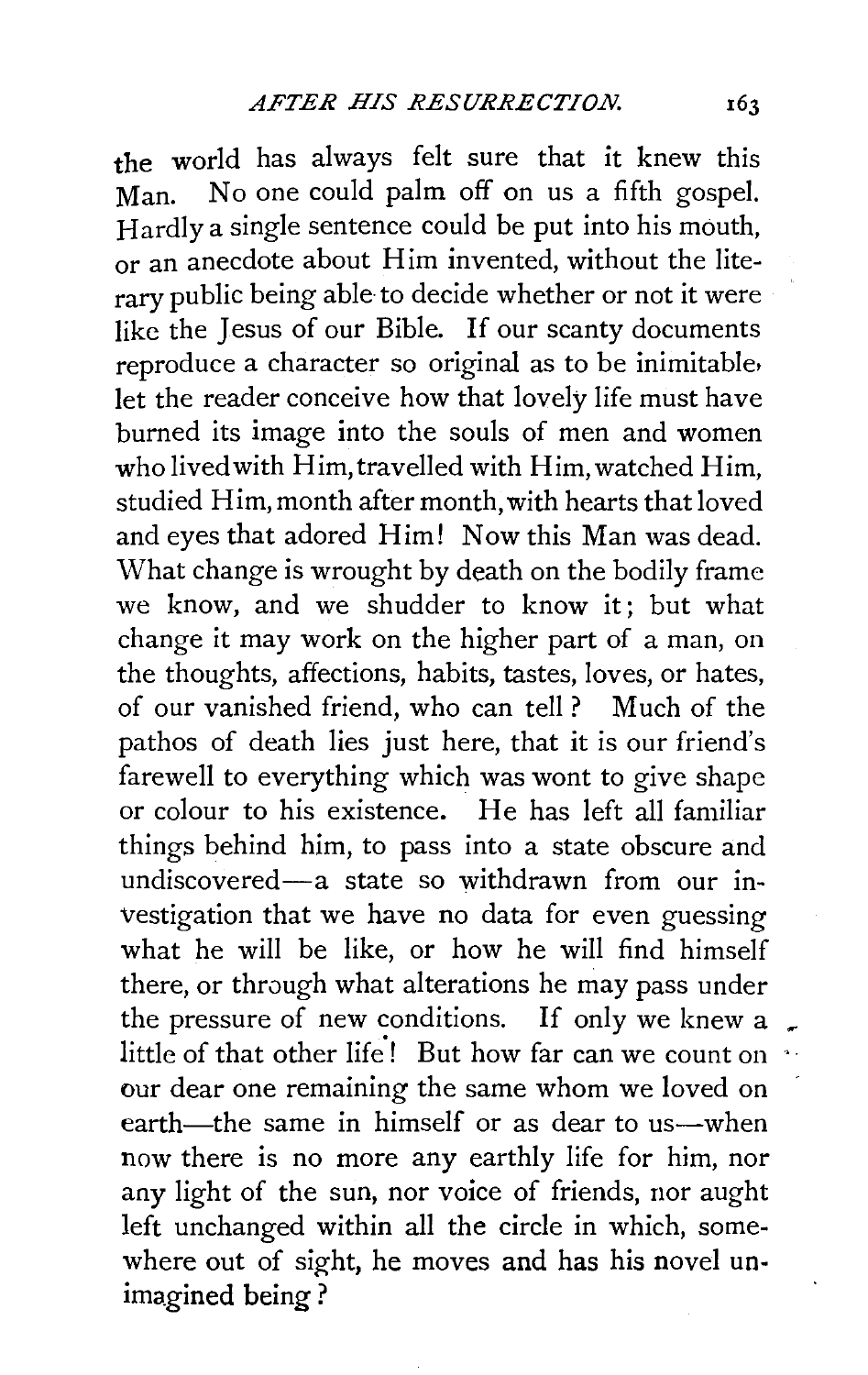the world has always felt sure that it knew this Man. No one could palm off on us a fifth gospel. Hardly a single sentence could be put into his mouth, or an anecdote about Him invented, without the literary public being able to decide whether or not it were like the Jesus of our Bible. If our scanty documents reproduce a character so original as to be inimitable, let the reader conceive how that lovely life must have burned its image into the souls of men and women who lived with Him, travelled with Him, watched Him, studied Him, month after month, with hearts that loved and eyes that adored Him! Now this Man was dead. What change is wrought by death on the bodily frame we know, and we shudder to know it; but what change it may work on the higher part of a man, on the thoughts, affections, habits, tastes, loves, or hates, of our vanished friend, who can tell? Much of the pathos of death lies just here, that it is our friend's farewell to everything which was wont to give shape or colour to his existence. He has left all familiar things behind him, to pass into a state obscure and undiscovered—a state so withdrawn from our investigation that we have no data for even guessing what he will be like, or how he will find himself there, or through what alterations he may pass under the pressure of new conditions. If only we knew a little of that other life! But how far can we count on our dear one remaining the same whom we loved on earth—the same in himself or as dear to us—when now there is no more any earthly life for him, nor any light of the sun, nor voice of friends, nor aught left unchanged within all the circle in which, somewhere out of sight, he moves and has his novel unimagined being?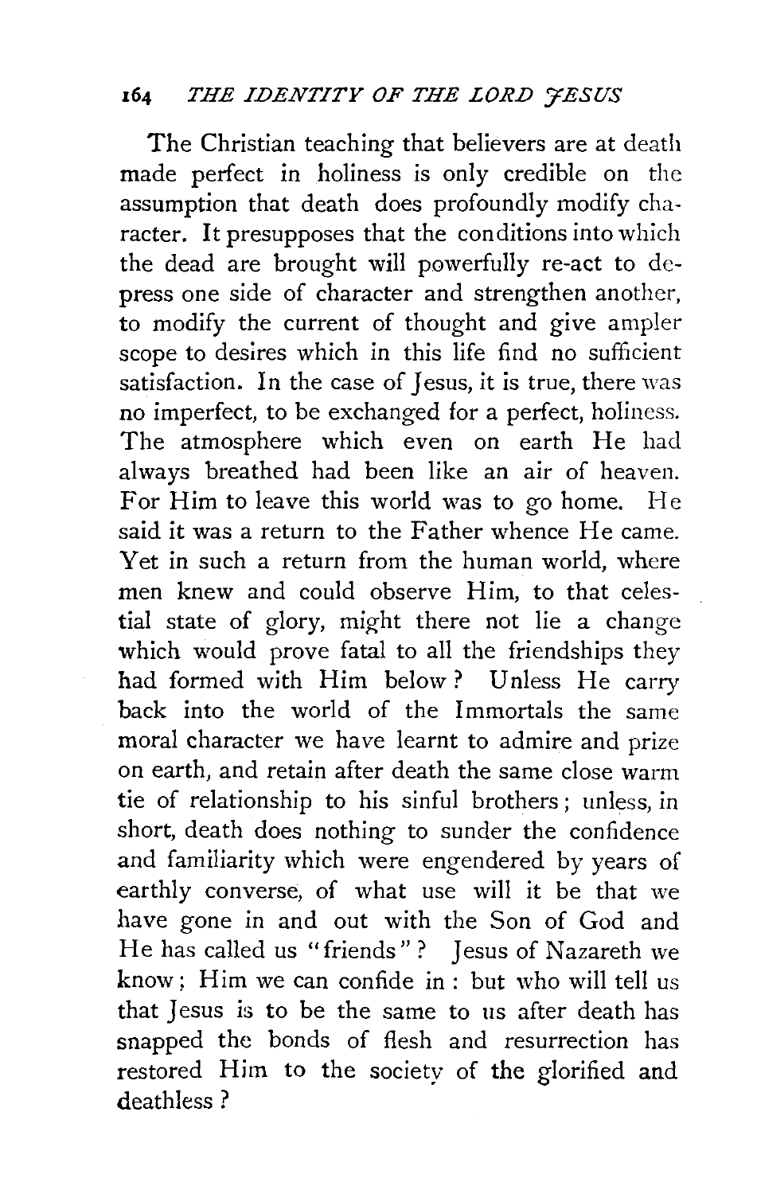The Christian teaching that believers are at death made perfect in holiness is only credible on the assumption that death does profoundly modify character. It presupposes that the conditions into which the dead are brought will powerfully re-act to depress one side of character and strengthen another, to modify the current of thought and give ampler scope to desires which in this life find no sufficient satisfaction. In the case of Jesus, it is true, there was no imperfect, to be exchanged for a perfect, holiness. The atmosphere which even on earth He had always breathed had been like an air of heaven. For Him to leave this world was to go home. He said it was a return to the Father whence He came. Yet in such a return from the human world, where men knew and could observe Him, to that celestial state of glory, might there not lie a change which would prove fatal to all the friendships they had formed with Him below? Unless He carry back into the world of the Immortals the same moral character we have learnt to admire and prize on earth, and retain after death the same close warm tie of relationship to his sinful brothers; unless, in short, death does nothing to sunder the confidence and familiarity which were engendered by years of earthly converse, of what use will it be that we have gone in and out with the Son of God and He has called us "friends"? Jesus of Nazareth we know; Him we can confide in: but who will tell us that Jesus is to be the same to us after death has snapped the bonds of flesh and resurrection has restored Him to the society of the glorified and deathless?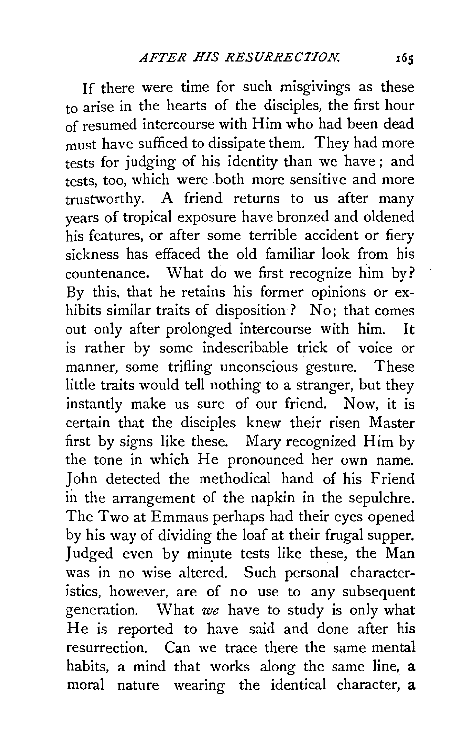If there were time for such misgivings as these to arise in the hearts of the disciples, the first hour of resumed intercourse with Him who had been dead must have sufficed to dissipate them. They had more tests for judging of his identity than we have; and tests, too, which were both more sensitive and more trustworthy. A friend returns to us after many years of tropical exposure have bronzed and oldened his features, or after some terrible accident or fiery sickness has effaced the old familiar look from his countenance. What do we first recognize him by? By this, that he retains his former opinions or exhibits similar traits of disposition? No; that comes out only after prolonged intercourse with him. It is rather by some indescribable trick of voice or manner, some trifling unconscious gesture. These little traits would tell nothing to a stranger, but they instantly make us sure of our friend. Now, it is certain that the disciples knew their risen Master first by signs like these. Mary recognized Him by the tone in which He pronounced her own name. John detected the methodical hand of his Friend in the arrangement of the napkin in the sepulchre. The Two at Emmaus perhaps had their eyes opened by his way of dividing the loaf at their frugal supper. Judged even by minute tests like these, the Man was in no wise altered. Such personal characteristics, however, are of no use to any subsequent generation. What *we* have to study is only what He is reported to have said and done after his resurrection. Can we trace there the same mental habits, a mind that works along the same line, a moral nature wearing the identical character, a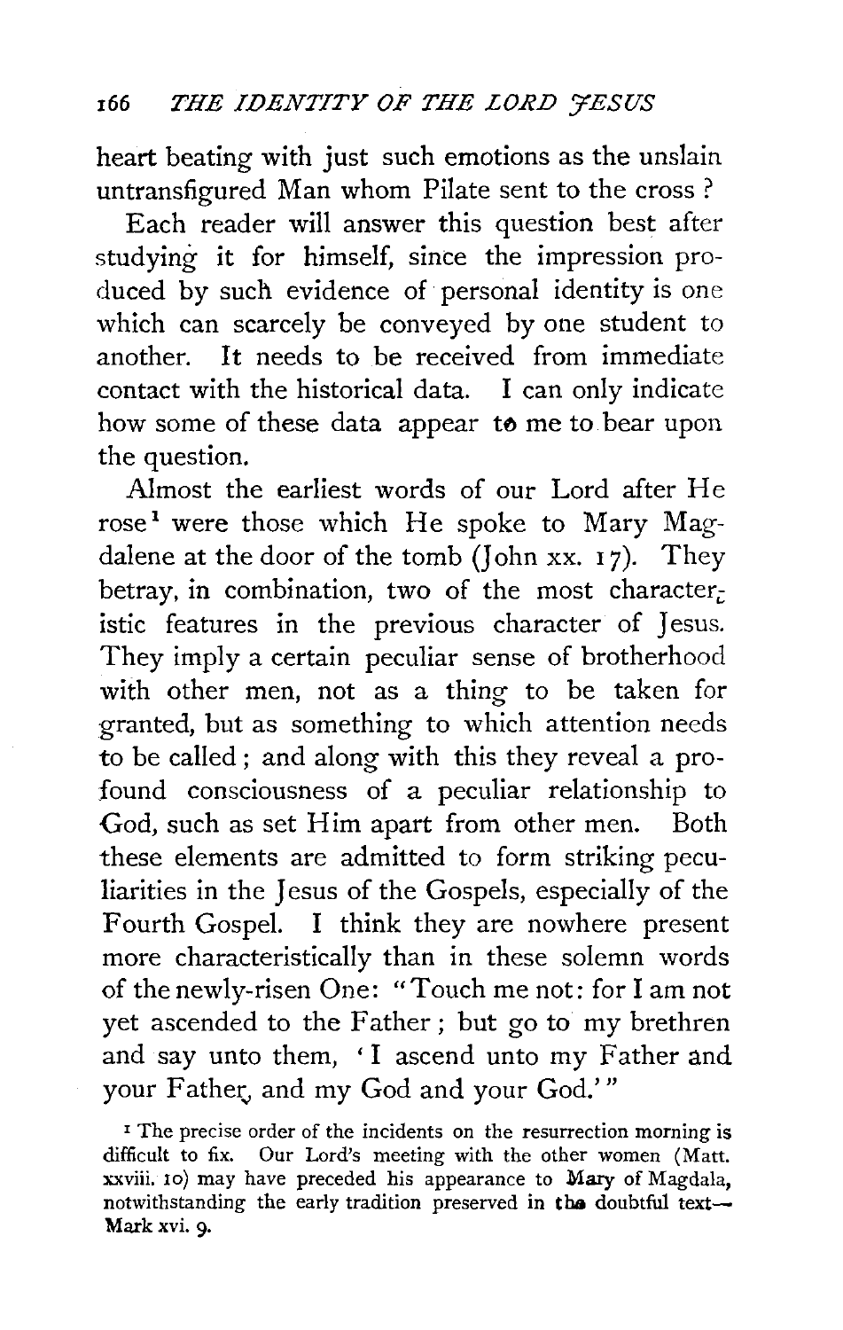heart beating with just such emotions as the unslain untransfigured Man whom Pilate sent to the cross?

Each reader will answer this question best after studying it for himself, since the impression produced by such evidence of personal identity is one which can scarcely be conveyed by one student to another. It needs to be received from immediate contact with the historical data. I can only indicate how some of these data appear to me to bear upon the question.

Almost the earliest words of our Lord after He rose[1] were those which He spoke to Mary Magdalene at the door of the tomb (John xx. 17). They betray, in combination, two of the most characteristic features in the previous character of Jesus. They imply a certain peculiar sense of brotherhood with other men, not as a thing to be taken for granted, but as something to which attention needs to be called; and along with this they reveal a profound consciousness of a peculiar relationship to God, such as set Him apart from other men. Both these elements are admitted to form striking peculiarities in the Jesus of the Gospels, especially of the Fourth Gospel. I think they are nowhere present more characteristically than in these solemn words of the newly-risen One: "Touch me not: for I am not yet ascended to the Father; but go to my brethren and say unto them, 'I ascend unto my Father and your Father, and my God and your God.'"

[1] The precise order of the incidents on the resurrection morning is difficult to fix. Our Lord's meeting with the other women (Matt. xxviii. 10) may have preceded his appearance to Mary of Magdala, notwithstanding the early tradition preserved in the doubtful text—Mark xvi. 9.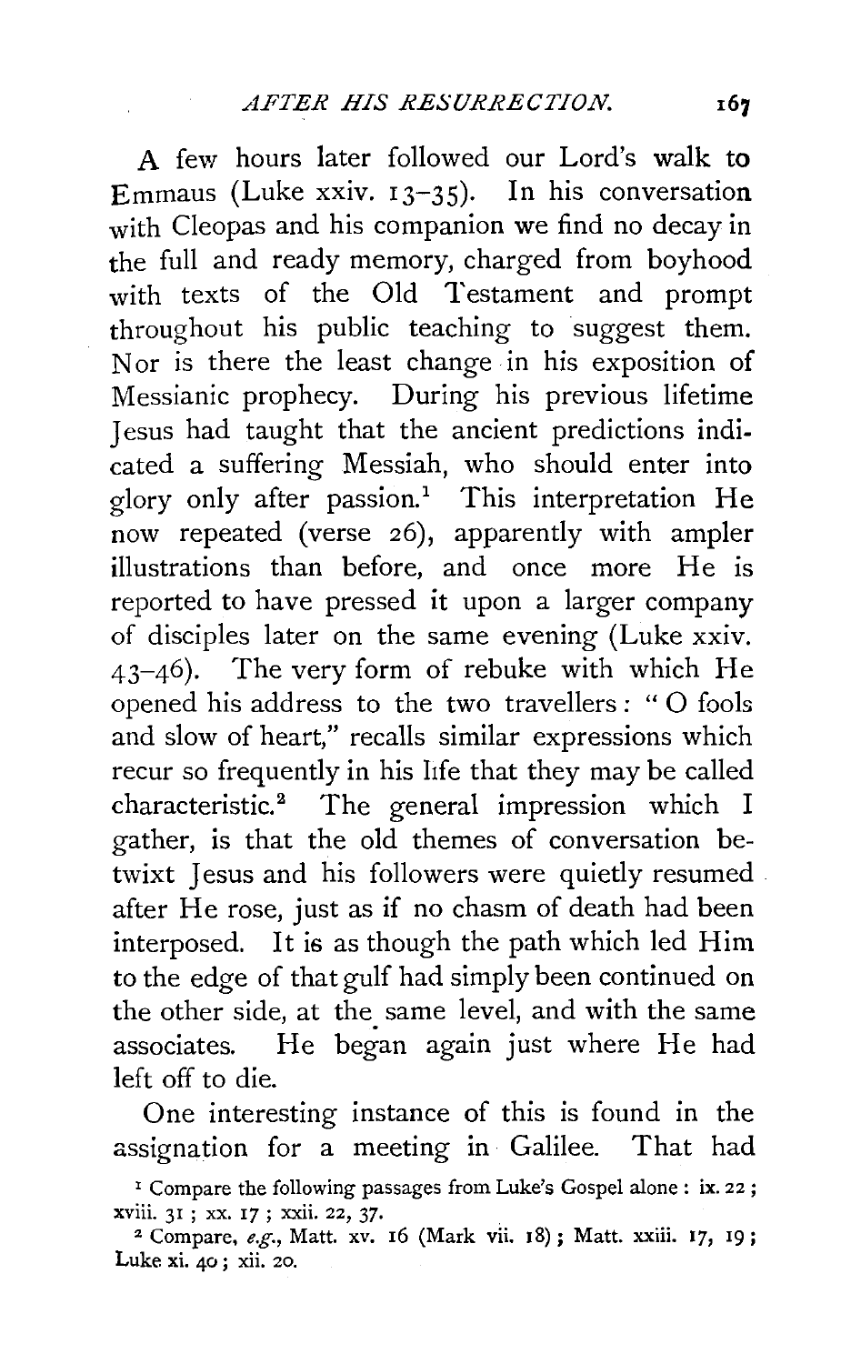A few hours later followed our Lord's walk to Emmaus (Luke xxiv. 13–35). In his conversation with Cleopas and his companion we find no decay in the full and ready memory, charged from boyhood with texts of the Old Testament and prompt throughout his public teaching to suggest them. Nor is there the least change in his exposition of Messianic prophecy. During his previous lifetime Jesus had taught that the ancient predictions indicated a suffering Messiah, who should enter into glory only after passion.[1] This interpretation He now repeated (verse 26), apparently with ampler illustrations than before, and once more He is reported to have pressed it upon a larger company of disciples later on the same evening (Luke xxiv. 43–46). The very form of rebuke with which He opened his address to the two travellers: "O fools and slow of heart," recalls similar expressions which recur so frequently in his life that they may be called characteristic.[2] The general impression which I gather, is that the old themes of conversation betwixt Jesus and his followers were quietly resumed after He rose, just as if no chasm of death had been interposed. It is as though the path which led Him to the edge of that gulf had simply been continued on the other side, at the same level, and with the same associates. He began again just where He had left off to die.

One interesting instance of this is found in the assignation for a meeting in Galilee. That had

[1] Compare the following passages from Luke's Gospel alone: ix. 22; xviii. 31; xx. 17; xxii. 22, 37.

[2] Compare, *e.g.*, Matt. xv. 16 (Mark vii. 18); Matt. xxiii. 17, 19; Luke xi. 40; xii. 20.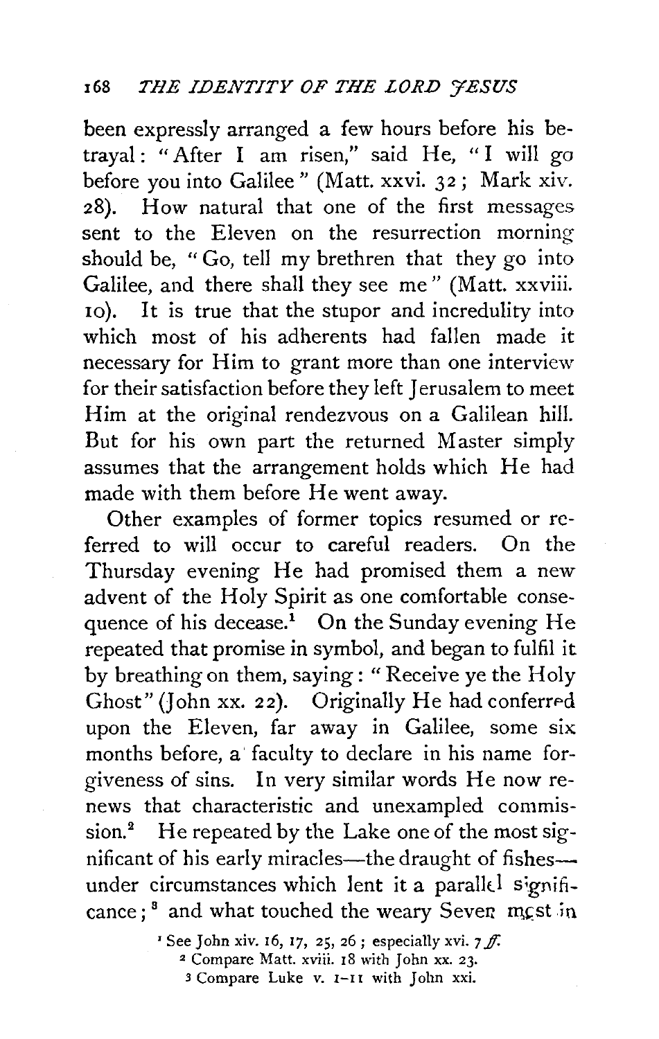been expressly arranged a few hours before his betrayal: "After I am risen," said He, "I will go before you into Galilee" (Matt. xxvi. 32; Mark xiv. 28). How natural that one of the first messages sent to the Eleven on the resurrection morning should be, "Go, tell my brethren that they go into Galilee, and there shall they see me" (Matt. xxviii. 10). It is true that the stupor and incredulity into which most of his adherents had fallen made it necessary for Him to grant more than one interview for their satisfaction before they left Jerusalem to meet Him at the original rendezvous on a Galilean hill. But for his own part the returned Master simply assumes that the arrangement holds which He had made with them before He went away.

Other examples of former topics resumed or referred to will occur to careful readers. On the Thursday evening He had promised them a new advent of the Holy Spirit as one comfortable consequence of his decease.[1] On the Sunday evening He repeated that promise in symbol, and began to fulfil it by breathing on them, saying: "Receive ye the Holy Ghost" (John xx. 22). Originally He had conferred upon the Eleven, far away in Galilee, some six months before, a faculty to declare in his name forgiveness of sins. In very similar words He now renews that characteristic and unexampled commission.[2] He repeated by the Lake one of the most significant of his early miracles—the draught of fishes—under circumstances which lent it a parallel significance;[3] and what touched the weary Seven most in

[1] See John xiv. 16, 17, 25, 26; especially xvi. 7 *ff.*

[2] Compare Matt. xviii. 18 with John xx. 23.

[3] Compare Luke v. 1–11 with John xxi.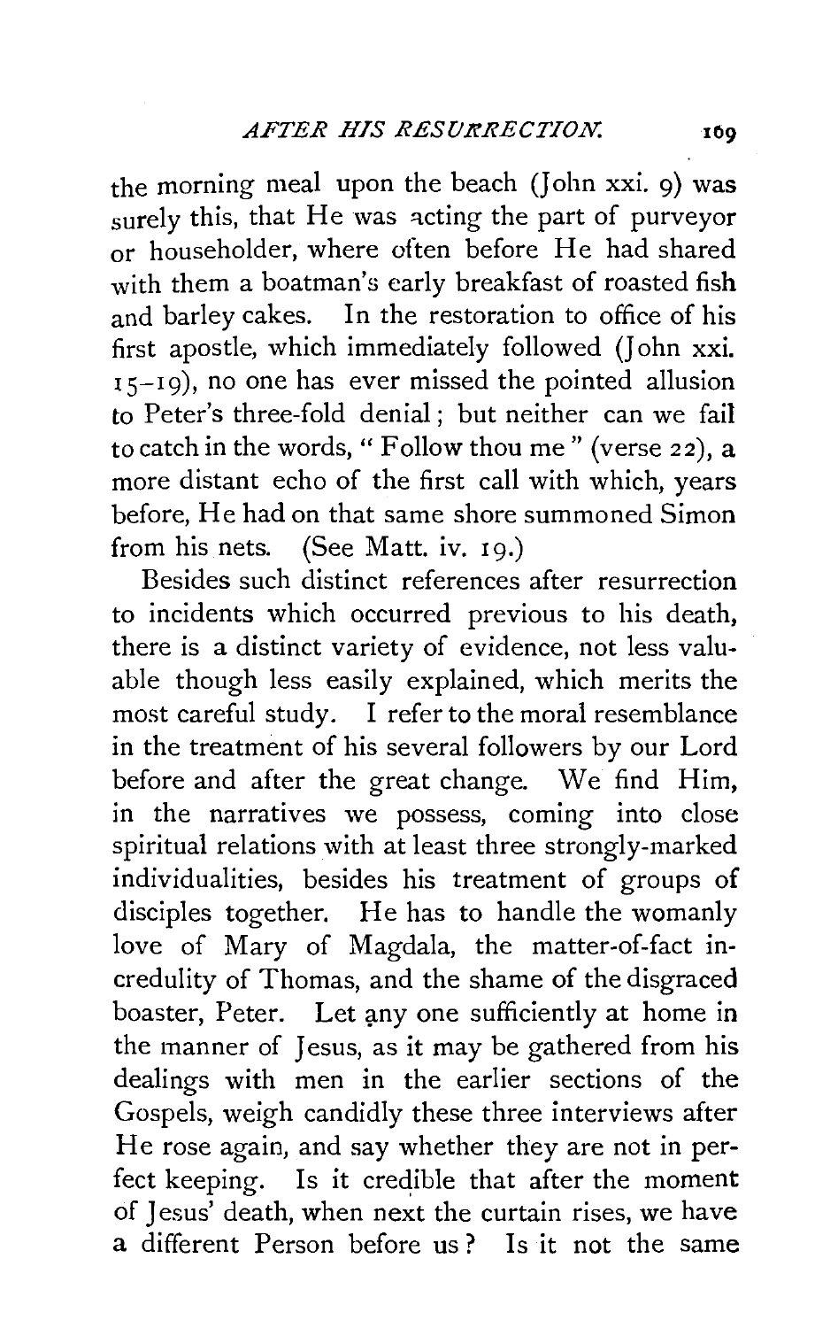the morning meal upon the beach (John xxi. 9) was surely this, that He was acting the part of purveyor or householder, where often before He had shared with them a boatman's early breakfast of roasted fish and barley cakes. In the restoration to office of his first apostle, which immediately followed (John xxi. 15–19), no one has ever missed the pointed allusion to Peter's three-fold denial; but neither can we fail to catch in the words, "Follow thou me" (verse 22), a more distant echo of the first call with which, years before, He had on that same shore summoned Simon from his nets. (See Matt. iv. 19.)

Besides such distinct references after resurrection to incidents which occurred previous to his death, there is a distinct variety of evidence, not less valuable though less easily explained, which merits the most careful study. I refer to the moral resemblance in the treatment of his several followers by our Lord before and after the great change. We find Him, in the narratives we possess, coming into close spiritual relations with at least three strongly-marked individualities, besides his treatment of groups of disciples together. He has to handle the womanly love of Mary of Magdala, the matter-of-fact incredulity of Thomas, and the shame of the disgraced boaster, Peter. Let any one sufficiently at home in the manner of Jesus, as it may be gathered from his dealings with men in the earlier sections of the Gospels, weigh candidly these three interviews after He rose again, and say whether they are not in perfect keeping. Is it credible that after the moment of Jesus' death, when next the curtain rises, we have a different Person before us? Is it not the same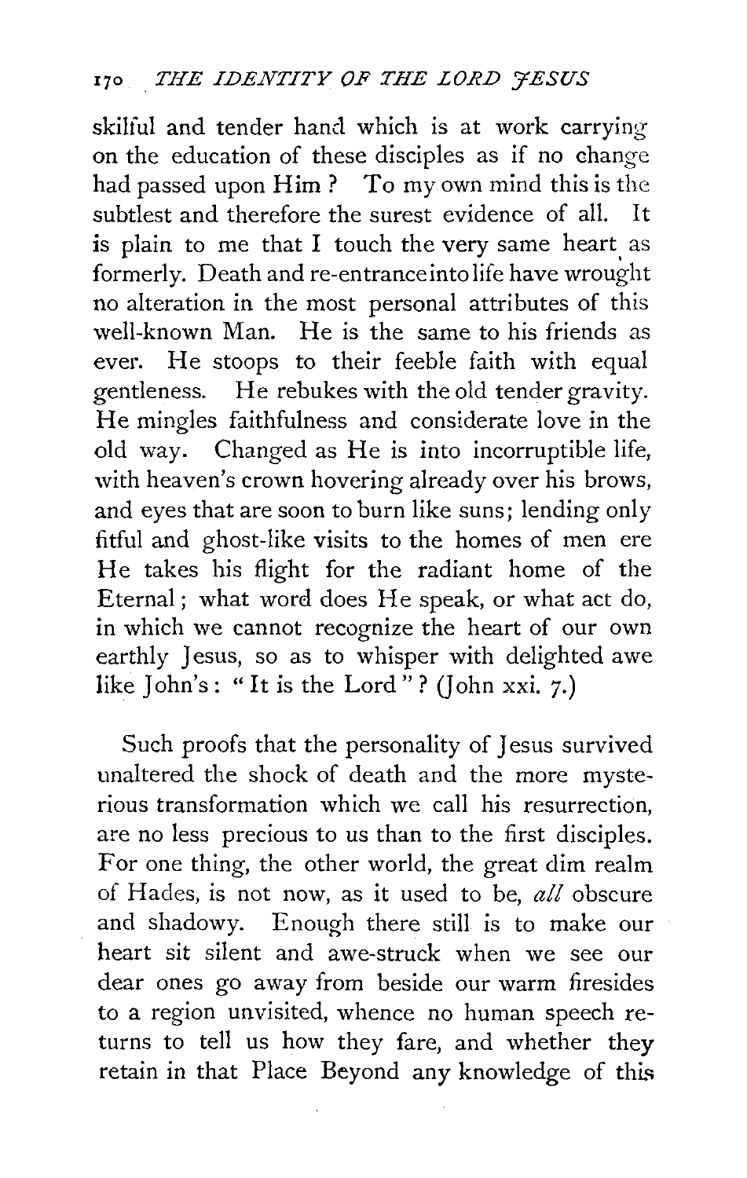skilful and tender hand which is at work carrying on the education of these disciples as if no change had passed upon Him? To my own mind this is the subtlest and therefore the surest evidence of all. It is plain to me that I touch the very same heart as formerly. Death and re-entrance into life have wrought no alteration in the most personal attributes of this well-known Man. He is the same to his friends as ever. He stoops to their feeble faith with equal gentleness. He rebukes with the old tender gravity. He mingles faithfulness and considerate love in the old way. Changed as He is into incorruptible life, with heaven's crown hovering already over his brows, and eyes that are soon to burn like suns; lending only fitful and ghost-like visits to the homes of men ere He takes his flight for the radiant home of the Eternal; what word does He speak, or what act do, in which we cannot recognize the heart of our own earthly Jesus, so as to whisper with delighted awe like John's: "It is the Lord"? (John xxi. 7.)

Such proofs that the personality of Jesus survived unaltered the shock of death and the more mysterious transformation which we call his resurrection, are no less precious to us than to the first disciples. For one thing, the other world, the great dim realm of Hades, is not now, as it used to be, *all* obscure and shadowy. Enough there still is to make our heart sit silent and awe-struck when we see our dear ones go away from beside our warm firesides to a region unvisited, whence no human speech returns to tell us how they fare, and whether they retain in that Place Beyond any knowledge of this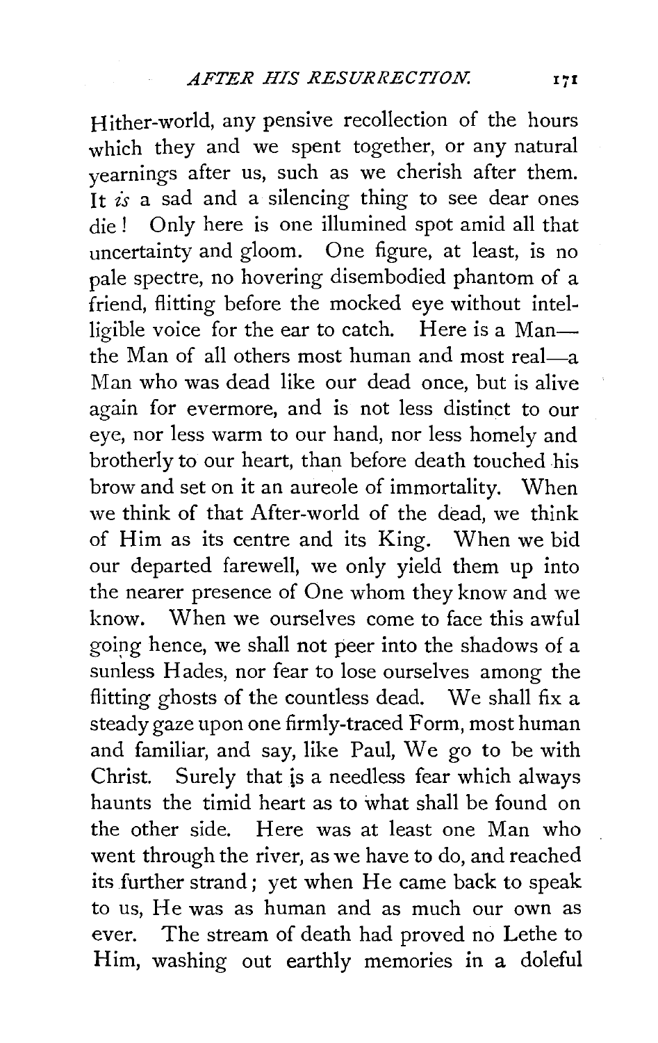Hither-world, any pensive recollection of the hours which they and we spent together, or any natural yearnings after us, such as we cherish after them. It *is* a sad and a silencing thing to see dear ones die! Only here is one illumined spot amid all that uncertainty and gloom. One figure, at least, is no pale spectre, no hovering disembodied phantom of a friend, flitting before the mocked eye without intelligible voice for the ear to catch. Here is a Man—the Man of all others most human and most real—a Man who was dead like our dead once, but is alive again for evermore, and is not less distinct to our eye, nor less warm to our hand, nor less homely and brotherly to our heart, than before death touched his brow and set on it an aureole of immortality. When we think of that After-world of the dead, we think of Him as its centre and its King. When we bid our departed farewell, we only yield them up into the nearer presence of One whom they know and we know. When we ourselves come to face this awful going hence, we shall not peer into the shadows of a sunless Hades, nor fear to lose ourselves among the flitting ghosts of the countless dead. We shall fix a steady gaze upon one firmly-traced Form, most human and familiar, and say, like Paul, We go to be with Christ. Surely that is a needless fear which always haunts the timid heart as to what shall be found on the other side. Here was at least one Man who went through the river, as we have to do, and reached its further strand; yet when He came back to speak to us, He was as human and as much our own as ever. The stream of death had proved no Lethe to Him, washing out earthly memories in a doleful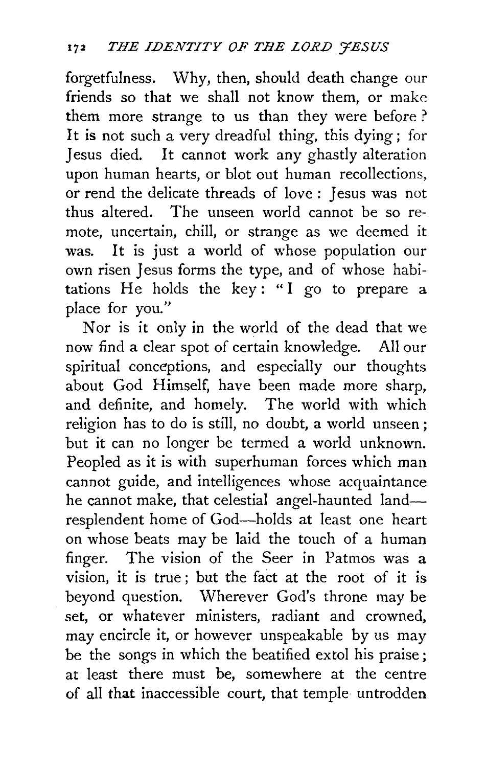forgetfulness. Why, then, should death change our friends so that we shall not know them, or make them more strange to us than they were before? It is not such a very dreadful thing, this dying; for Jesus died. It cannot work any ghastly alteration upon human hearts, or blot out human recollections, or rend the delicate threads of love: Jesus was not thus altered. The unseen world cannot be so remote, uncertain, chill, or strange as we deemed it was. It is just a world of whose population our own risen Jesus forms the type, and of whose habitations He holds the key: "I go to prepare a place for you."

Nor is it only in the world of the dead that we now find a clear spot of certain knowledge. All our spiritual conceptions, and especially our thoughts about God Himself, have been made more sharp, and definite, and homely. The world with which religion has to do is still, no doubt, a world unseen; but it can no longer be termed a world unknown. Peopled as it is with superhuman forces which man cannot guide, and intelligences whose acquaintance he cannot make, that celestial angel-haunted land—resplendent home of God—holds at least one heart on whose beats may be laid the touch of a human finger. The vision of the Seer in Patmos was a vision, it is true; but the fact at the root of it is beyond question. Wherever God's throne may be set, or whatever ministers, radiant and crowned, may encircle it, or however unspeakable by us may be the songs in which the beatified extol his praise; at least there must be, somewhere at the centre of all that inaccessible court, that temple untrodden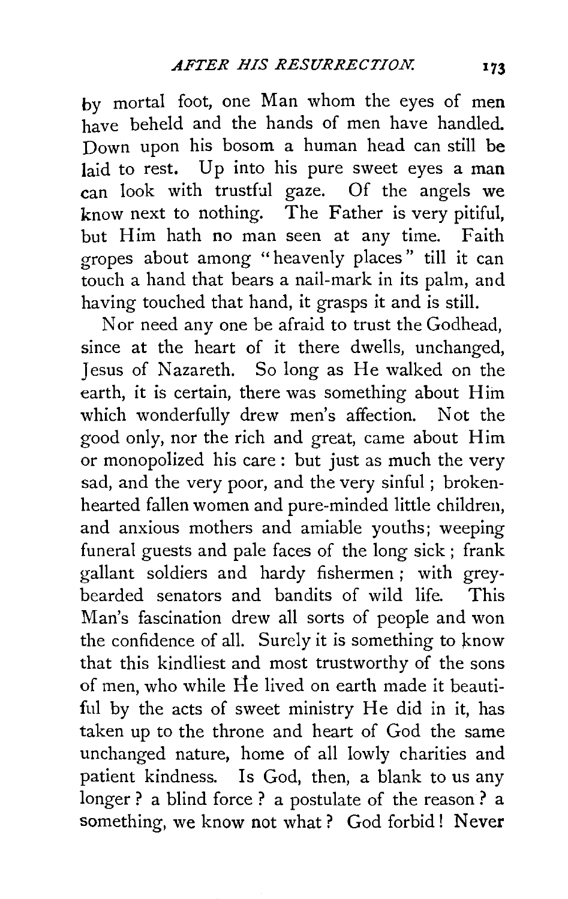by mortal foot, one Man whom the eyes of men have beheld and the hands of men have handled. Down upon his bosom a human head can still be laid to rest. Up into his pure sweet eyes a man can look with trustful gaze. Of the angels we know next to nothing. The Father is very pitiful, but Him hath no man seen at any time. Faith gropes about among "heavenly places" till it can touch a hand that bears a nail-mark in its palm, and having touched that hand, it grasps it and is still.

Nor need any one be afraid to trust the Godhead, since at the heart of it there dwells, unchanged, Jesus of Nazareth. So long as He walked on the earth, it is certain, there was something about Him which wonderfully drew men's affection. Not the good only, nor the rich and great, came about Him or monopolized his care: but just as much the very sad, and the very poor, and the very sinful; broken-hearted fallen women and pure-minded little children, and anxious mothers and amiable youths; weeping funeral guests and pale faces of the long sick; frank gallant soldiers and hardy fishermen; with grey-bearded senators and bandits of wild life. This Man's fascination drew all sorts of people and won the confidence of all. Surely it is something to know that this kindliest and most trustworthy of the sons of men, who while He lived on earth made it beautiful by the acts of sweet ministry He did in it, has taken up to the throne and heart of God the same unchanged nature, home of all lowly charities and patient kindness. Is God, then, a blank to us any longer? a blind force? a postulate of the reason? a something, we know not what? God forbid! Never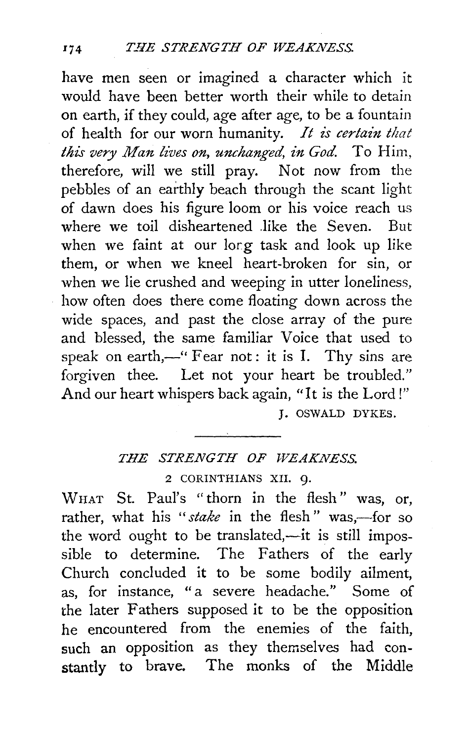have men seen or imagined a character which it would have been better worth their while to detain on earth, if they could, age after age, to be a fountain of health for our worn humanity. *It is certain that this very Man lives on, unchanged, in God.* To Him, therefore, will we still pray. Not now from the pebbles of an earthly beach through the scant light of dawn does his figure loom or his voice reach us where we toil disheartened like the Seven. But when we faint at our long task and look up like them, or when we kneel heart-broken for sin, or when we lie crushed and weeping in utter loneliness, how often does there come floating down across the wide spaces, and past the close array of the pure and blessed, the same familiar Voice that used to speak on earth,—"Fear not: it is I. Thy sins are forgiven thee. Let not your heart be troubled." And our heart whispers back again, "It is the Lord!"

J. OSWALD DYKES.

---

## *THE STRENGTH OF WEAKNESS.*

2 CORINTHIANS XII. 9.

WHAT St. Paul's "thorn in the flesh" was, or, rather, what his "*stake* in the flesh" was,—for so the word ought to be translated,—it is still impossible to determine. The Fathers of the early Church concluded it to be some bodily ailment, as, for instance, "a severe headache." Some of the later Fathers supposed it to be the opposition he encountered from the enemies of the faith, such an opposition as they themselves had constantly to brave. The monks of the Middle